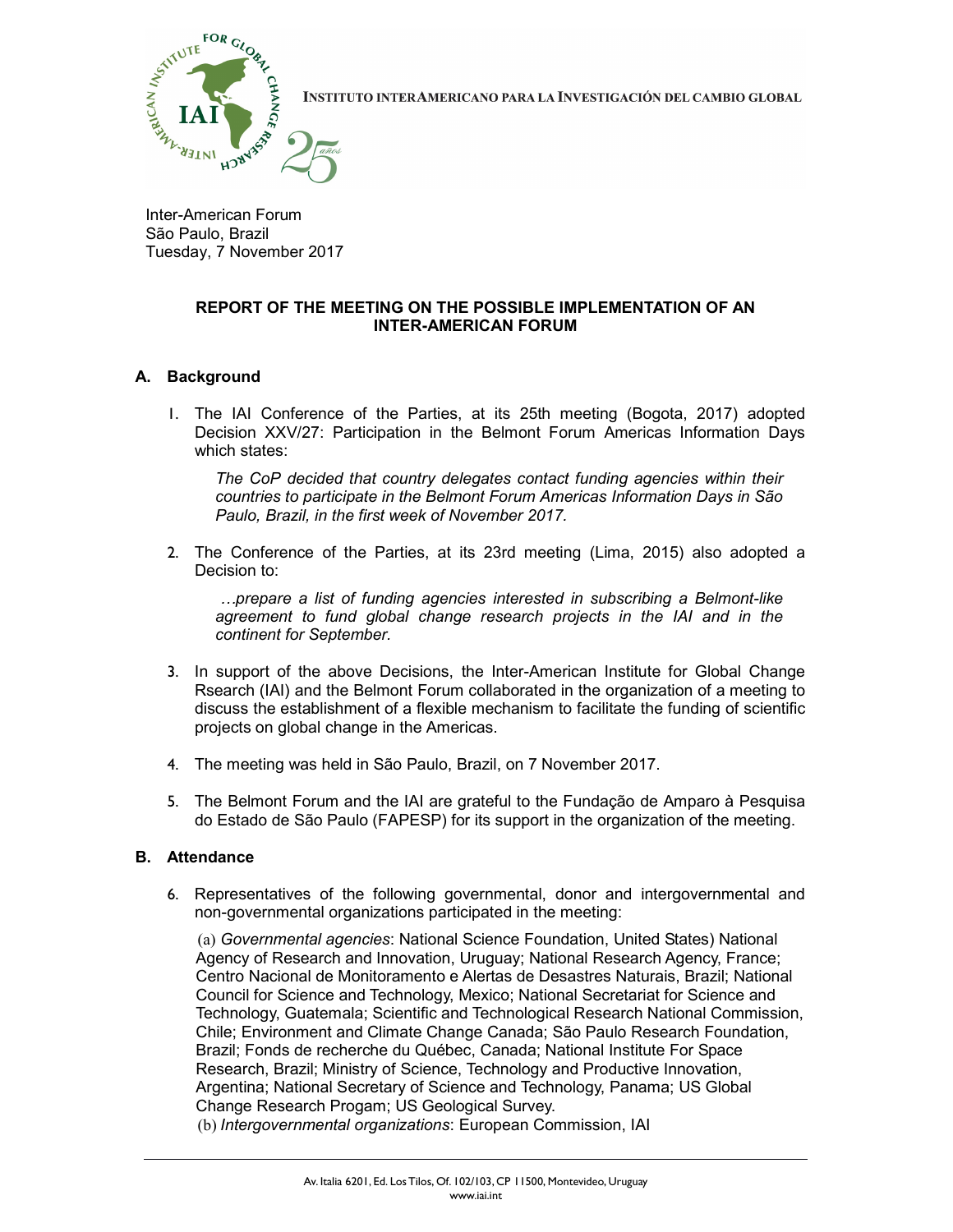INSTITUTO INTERAMERICANO PARA LA INVESTIGACIÓN DEL CAMBIO GLOBAL

Inter-American Forum
São Paulo, Brazil
Tuesday, 7 November 2017

## REPORT OF THE MEETING ON THE POSSIBLE IMPLEMENTATION OF AN INTER-AMERICAN FORUM

### A. Background

1. The IAI Conference of the Parties, at its 25th meeting (Bogota, 2017) adopted Decision XXV/27: Participation in the Belmont Forum Americas Information Days which states:

   *The CoP decided that country delegates contact funding agencies within their countries to participate in the Belmont Forum Americas Information Days in São Paulo, Brazil, in the first week of November 2017.*

2. The Conference of the Parties, at its 23rd meeting (Lima, 2015) also adopted a Decision to:

   *…prepare a list of funding agencies interested in subscribing a Belmont-like agreement to fund global change research projects in the IAI and in the continent for September.*

3. In support of the above Decisions, the Inter-American Institute for Global Change Rsearch (IAI) and the Belmont Forum collaborated in the organization of a meeting to discuss the establishment of a flexible mechanism to facilitate the funding of scientific projects on global change in the Americas.

4. The meeting was held in São Paulo, Brazil, on 7 November 2017.

5. The Belmont Forum and the IAI are grateful to the Fundação de Amparo à Pesquisa do Estado de São Paulo (FAPESP) for its support in the organization of the meeting.

### B. Attendance

6. Representatives of the following governmental, donor and intergovernmental and non-governmental organizations participated in the meeting:

   (a) *Governmental agencies*: National Science Foundation, United States) National Agency of Research and Innovation, Uruguay; National Research Agency, France; Centro Nacional de Monitoramento e Alertas de Desastres Naturais, Brazil; National Council for Science and Technology, Mexico; National Secretariat for Science and Technology, Guatemala; Scientific and Technological Research National Commission, Chile; Environment and Climate Change Canada; São Paulo Research Foundation, Brazil; Fonds de recherche du Québec, Canada; National Institute For Space Research, Brazil; Ministry of Science, Technology and Productive Innovation, Argentina; National Secretary of Science and Technology, Panama; US Global Change Research Progam; US Geological Survey.

   (b) *Intergovernmental organizations*: European Commission, IAI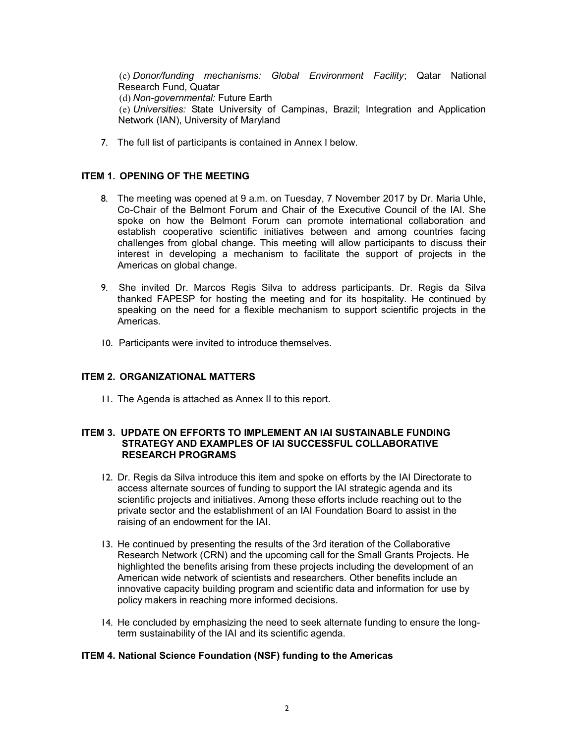(c) *Donor/funding mechanisms: Global Environment Facility*; Qatar National Research Fund, Quatar

(d) *Non-governmental:* Future Earth

(e) *Universities:* State University of Campinas, Brazil; Integration and Application Network (IAN), University of Maryland

7. The full list of participants is contained in Annex I below.

### ITEM 1. OPENING OF THE MEETING

8. The meeting was opened at 9 a.m. on Tuesday, 7 November 2017 by Dr. Maria Uhle, Co-Chair of the Belmont Forum and Chair of the Executive Council of the IAI. She spoke on how the Belmont Forum can promote international collaboration and establish cooperative scientific initiatives between and among countries facing challenges from global change. This meeting will allow participants to discuss their interest in developing a mechanism to facilitate the support of projects in the Americas on global change.

9. She invited Dr. Marcos Regis Silva to address participants. Dr. Regis da Silva thanked FAPESP for hosting the meeting and for its hospitality. He continued by speaking on the need for a flexible mechanism to support scientific projects in the Americas.

10. Participants were invited to introduce themselves.

### ITEM 2. ORGANIZATIONAL MATTERS

11. The Agenda is attached as Annex II to this report.

### ITEM 3. UPDATE ON EFFORTS TO IMPLEMENT AN IAI SUSTAINABLE FUNDING STRATEGY AND EXAMPLES OF IAI SUCCESSFUL COLLABORATIVE RESEARCH PROGRAMS

12. Dr. Regis da Silva introduce this item and spoke on efforts by the IAI Directorate to access alternate sources of funding to support the IAI strategic agenda and its scientific projects and initiatives. Among these efforts include reaching out to the private sector and the establishment of an IAI Foundation Board to assist in the raising of an endowment for the IAI.

13. He continued by presenting the results of the 3rd iteration of the Collaborative Research Network (CRN) and the upcoming call for the Small Grants Projects. He highlighted the benefits arising from these projects including the development of an American wide network of scientists and researchers. Other benefits include an innovative capacity building program and scientific data and information for use by policy makers in reaching more informed decisions.

14. He concluded by emphasizing the need to seek alternate funding to ensure the long-term sustainability of the IAI and its scientific agenda.

### ITEM 4. National Science Foundation (NSF) funding to the Americas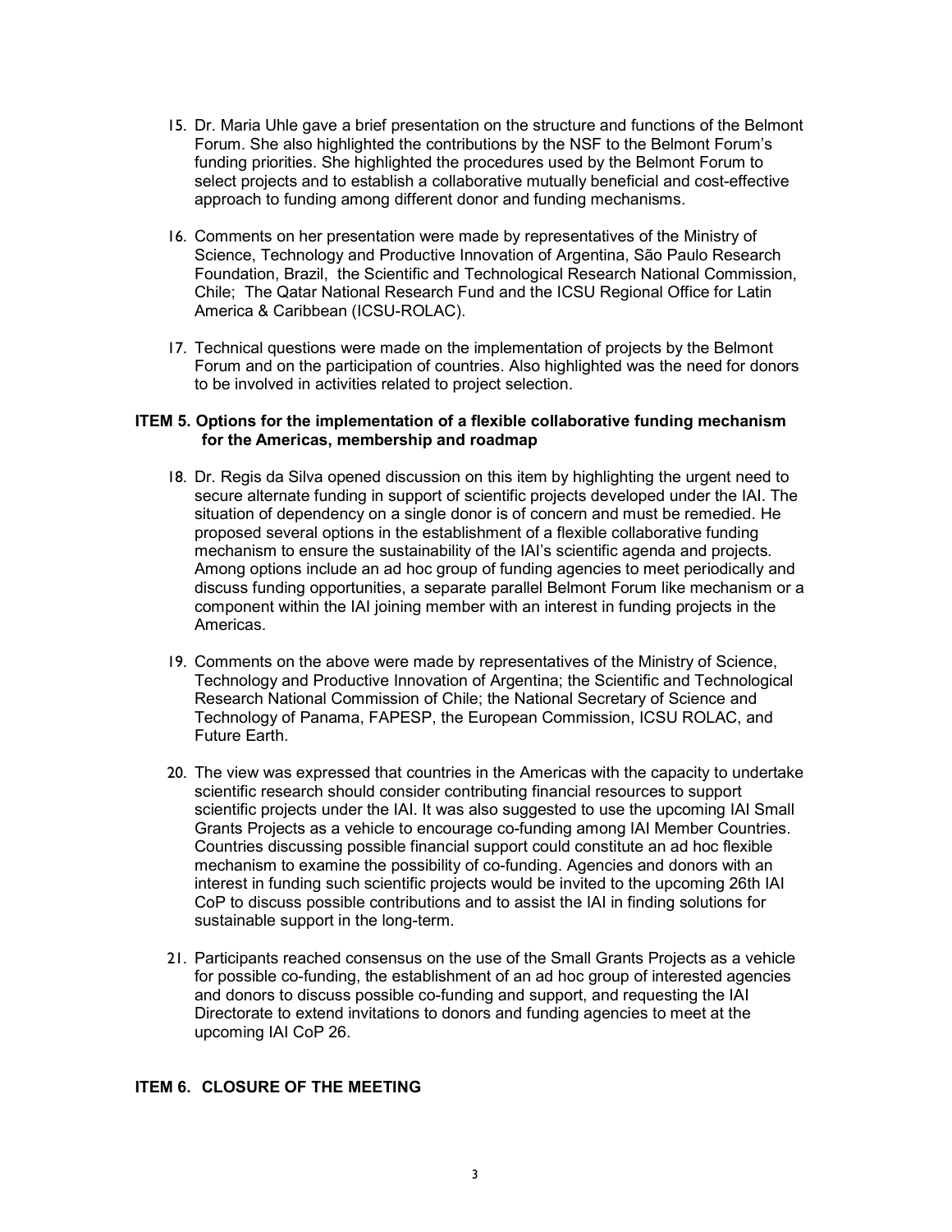15. Dr. Maria Uhle gave a brief presentation on the structure and functions of the Belmont Forum. She also highlighted the contributions by the NSF to the Belmont Forum's funding priorities. She highlighted the procedures used by the Belmont Forum to select projects and to establish a collaborative mutually beneficial and cost-effective approach to funding among different donor and funding mechanisms.

16. Comments on her presentation were made by representatives of the Ministry of Science, Technology and Productive Innovation of Argentina, São Paulo Research Foundation, Brazil, the Scientific and Technological Research National Commission, Chile; The Qatar National Research Fund and the ICSU Regional Office for Latin America & Caribbean (ICSU-ROLAC).

17. Technical questions were made on the implementation of projects by the Belmont Forum and on the participation of countries. Also highlighted was the need for donors to be involved in activities related to project selection.

**ITEM 5. Options for the implementation of a flexible collaborative funding mechanism for the Americas, membership and roadmap**

18. Dr. Regis da Silva opened discussion on this item by highlighting the urgent need to secure alternate funding in support of scientific projects developed under the IAI. The situation of dependency on a single donor is of concern and must be remedied. He proposed several options in the establishment of a flexible collaborative funding mechanism to ensure the sustainability of the IAI's scientific agenda and projects. Among options include an ad hoc group of funding agencies to meet periodically and discuss funding opportunities, a separate parallel Belmont Forum like mechanism or a component within the IAI joining member with an interest in funding projects in the Americas.

19. Comments on the above were made by representatives of the Ministry of Science, Technology and Productive Innovation of Argentina; the Scientific and Technological Research National Commission of Chile; the National Secretary of Science and Technology of Panama, FAPESP, the European Commission, ICSU ROLAC, and Future Earth.

20. The view was expressed that countries in the Americas with the capacity to undertake scientific research should consider contributing financial resources to support scientific projects under the IAI. It was also suggested to use the upcoming IAI Small Grants Projects as a vehicle to encourage co-funding among IAI Member Countries. Countries discussing possible financial support could constitute an ad hoc flexible mechanism to examine the possibility of co-funding. Agencies and donors with an interest in funding such scientific projects would be invited to the upcoming 26th IAI CoP to discuss possible contributions and to assist the IAI in finding solutions for sustainable support in the long-term.

21. Participants reached consensus on the use of the Small Grants Projects as a vehicle for possible co-funding, the establishment of an ad hoc group of interested agencies and donors to discuss possible co-funding and support, and requesting the IAI Directorate to extend invitations to donors and funding agencies to meet at the upcoming IAI CoP 26.

**ITEM 6. CLOSURE OF THE MEETING**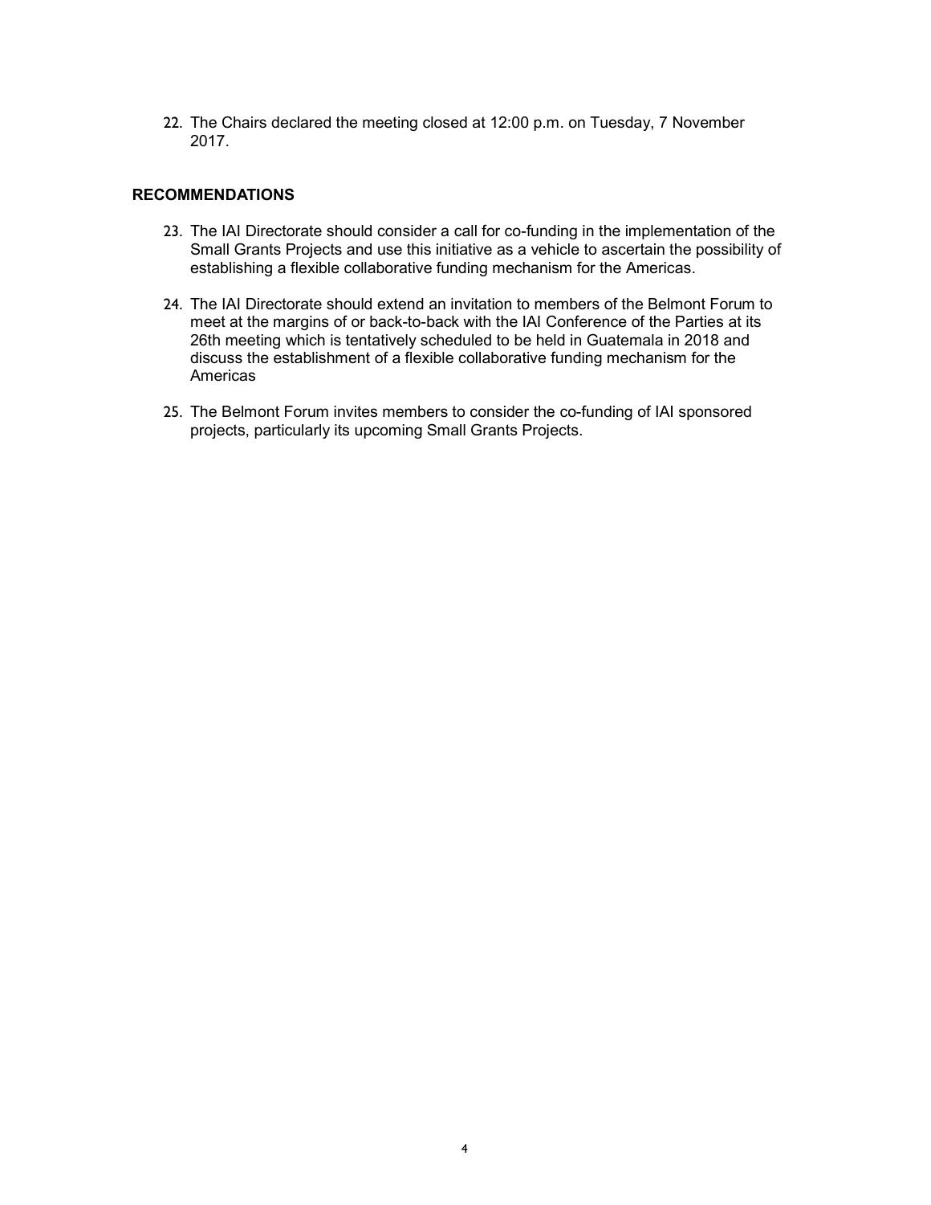22. The Chairs declared the meeting closed at 12:00 p.m. on Tuesday, 7 November 2017.

## RECOMMENDATIONS

23. The IAI Directorate should consider a call for co-funding in the implementation of the Small Grants Projects and use this initiative as a vehicle to ascertain the possibility of establishing a flexible collaborative funding mechanism for the Americas.

24. The IAI Directorate should extend an invitation to members of the Belmont Forum to meet at the margins of or back-to-back with the IAI Conference of the Parties at its 26th meeting which is tentatively scheduled to be held in Guatemala in 2018 and discuss the establishment of a flexible collaborative funding mechanism for the Americas

25. The Belmont Forum invites members to consider the co-funding of IAI sponsored projects, particularly its upcoming Small Grants Projects.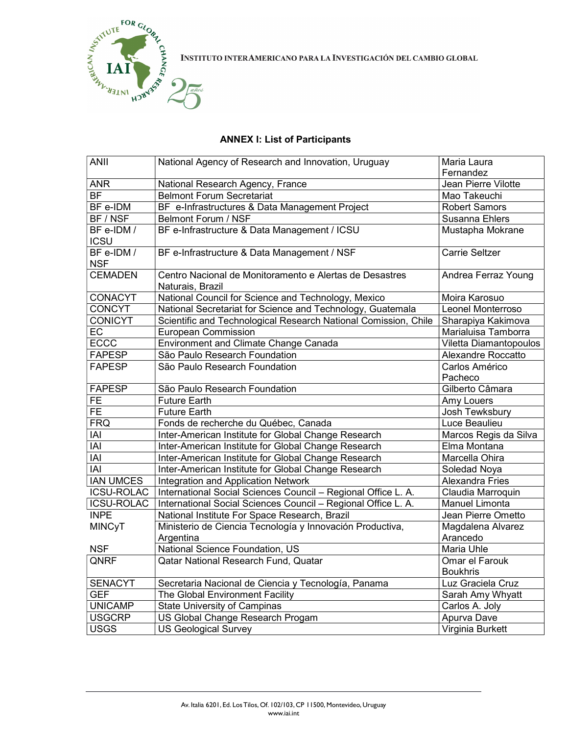## ANNEX I: List of Participants

| | | |
|---|---|---|
| ANII | National Agency of Research and Innovation, Uruguay | Maria Laura Fernandez |
| ANR | National Research Agency, France | Jean Pierre Vilotte |
| BF | Belmont Forum Secretariat | Mao Takeuchi |
| BF e-IDM | BF e-Infrastructures & Data Management Project | Robert Samors |
| BF / NSF | Belmont Forum / NSF | Susanna Ehlers |
| BF e-IDM / ICSU | BF e-Infrastructure & Data Management / ICSU | Mustapha Mokrane |
| BF e-IDM / NSF | BF e-Infrastructure & Data Management / NSF | Carrie Seltzer |
| CEMADEN | Centro Nacional de Monitoramento e Alertas de Desastres Naturais, Brazil | Andrea Ferraz Young |
| CONACYT | National Council for Science and Technology, Mexico | Moira Karosuo |
| CONCYT | National Secretariat for Science and Technology, Guatemala | Leonel Monterroso |
| CONICYT | Scientific and Technological Research National Comission, Chile | Sharapiya Kakimova |
| EC | European Commission | Marialuisa Tamborra |
| ECCC | Environment and Climate Change Canada | Viletta Diamantopoulos |
| FAPESP | São Paulo Research Foundation | Alexandre Roccatto |
| FAPESP | São Paulo Research Foundation | Carlos Américo Pacheco |
| FAPESP | São Paulo Research Foundation | Gilberto Câmara |
| FE | Future Earth | Amy Louers |
| FE | Future Earth | Josh Tewksbury |
| FRQ | Fonds de recherche du Québec, Canada | Luce Beaulieu |
| IAI | Inter-American Institute for Global Change Research | Marcos Regis da Silva |
| IAI | Inter-American Institute for Global Change Research | Elma Montana |
| IAI | Inter-American Institute for Global Change Research | Marcella Ohira |
| IAI | Inter-American Institute for Global Change Research | Soledad Noya |
| IAN UMCES | Integration and Application Network | Alexandra Fries |
| ICSU-ROLAC | International Social Sciences Council – Regional Office L. A. | Claudia Marroquin |
| ICSU-ROLAC | International Social Sciences Council – Regional Office L. A. | Manuel Limonta |
| INPE | National Institute For Space Research, Brazil | Jean Pierre Ometto |
| MINCyT | Ministerio de Ciencia Tecnología y Innovación Productiva, Argentina | Magdalena Alvarez Arancedo |
| NSF | National Science Foundation, US | Maria Uhle |
| QNRF | Qatar National Research Fund, Quatar | Omar el Farouk Boukhris |
| SENACYT | Secretaria Nacional de Ciencia y Tecnología, Panama | Luz Graciela Cruz |
| GEF | The Global Environment Facility | Sarah Amy Whyatt |
| UNICAMP | State University of Campinas | Carlos A. Joly |
| USGCRP | US Global Change Research Progam | Apurva Dave |
| USGS | US Geological Survey | Virginia Burkett |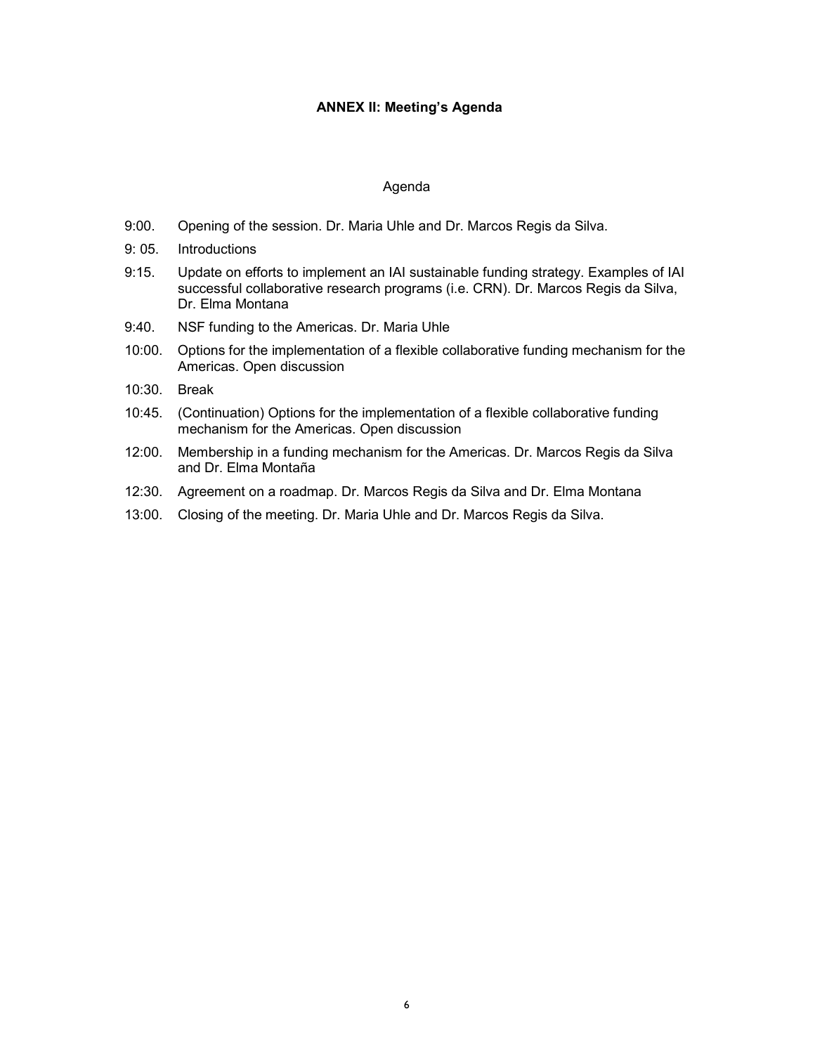**ANNEX II: Meeting's Agenda**

Agenda

| | |
|---|---|
| 9:00. | Opening of the session. Dr. Maria Uhle and Dr. Marcos Regis da Silva. |
| 9: 05. | Introductions |
| 9:15. | Update on efforts to implement an IAI sustainable funding strategy. Examples of IAI successful collaborative research programs (i.e. CRN). Dr. Marcos Regis da Silva, Dr. Elma Montana |
| 9:40. | NSF funding to the Americas. Dr. Maria Uhle |
| 10:00. | Options for the implementation of a flexible collaborative funding mechanism for the Americas. Open discussion |
| 10:30. | Break |
| 10:45. | (Continuation) Options for the implementation of a flexible collaborative funding mechanism for the Americas. Open discussion |
| 12:00. | Membership in a funding mechanism for the Americas. Dr. Marcos Regis da Silva and Dr. Elma Montaña |
| 12:30. | Agreement on a roadmap. Dr. Marcos Regis da Silva and Dr. Elma Montana |
| 13:00. | Closing of the meeting. Dr. Maria Uhle and Dr. Marcos Regis da Silva. |